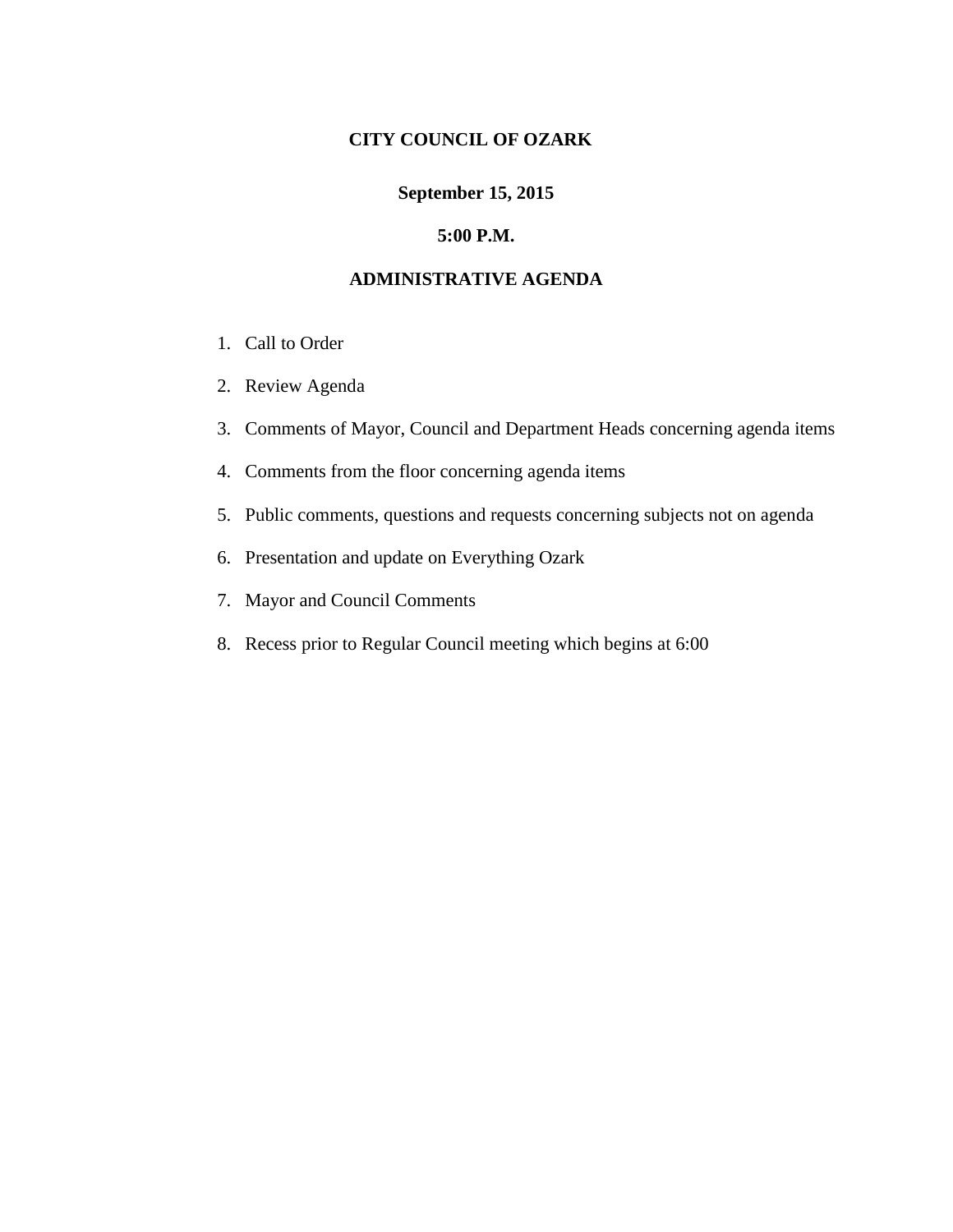# CITY COUNCIL OF OZARK

**September 15, 2015**

**5:00 P.M.**

## ADMINISTRATIVE AGENDA

1. Call to Order
2. Review Agenda
3. Comments of Mayor, Council and Department Heads concerning agenda items
4. Comments from the floor concerning agenda items
5. Public comments, questions and requests concerning subjects not on agenda
6. Presentation and update on Everything Ozark
7. Mayor and Council Comments
8. Recess prior to Regular Council meeting which begins at 6:00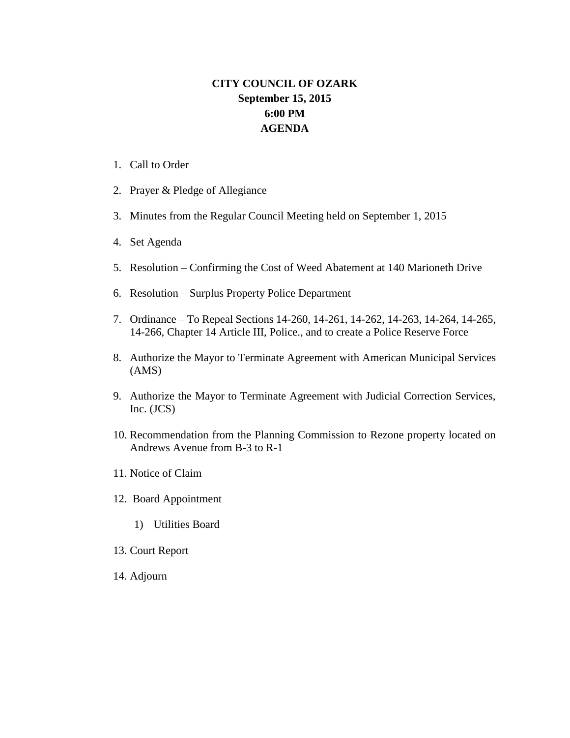# CITY COUNCIL OF OZARK
**September 15, 2015**
**6:00 PM**
**AGENDA**

1. Call to Order
2. Prayer & Pledge of Allegiance
3. Minutes from the Regular Council Meeting held on September 1, 2015
4. Set Agenda
5. Resolution – Confirming the Cost of Weed Abatement at 140 Marioneth Drive
6. Resolution – Surplus Property Police Department
7. Ordinance – To Repeal Sections 14-260, 14-261, 14-262, 14-263, 14-264, 14-265, 14-266, Chapter 14 Article III, Police., and to create a Police Reserve Force
8. Authorize the Mayor to Terminate Agreement with American Municipal Services (AMS)
9. Authorize the Mayor to Terminate Agreement with Judicial Correction Services, Inc. (JCS)
10. Recommendation from the Planning Commission to Rezone property located on Andrews Avenue from B-3 to R-1
11. Notice of Claim
12. Board Appointment
    1) Utilities Board
13. Court Report
14. Adjourn